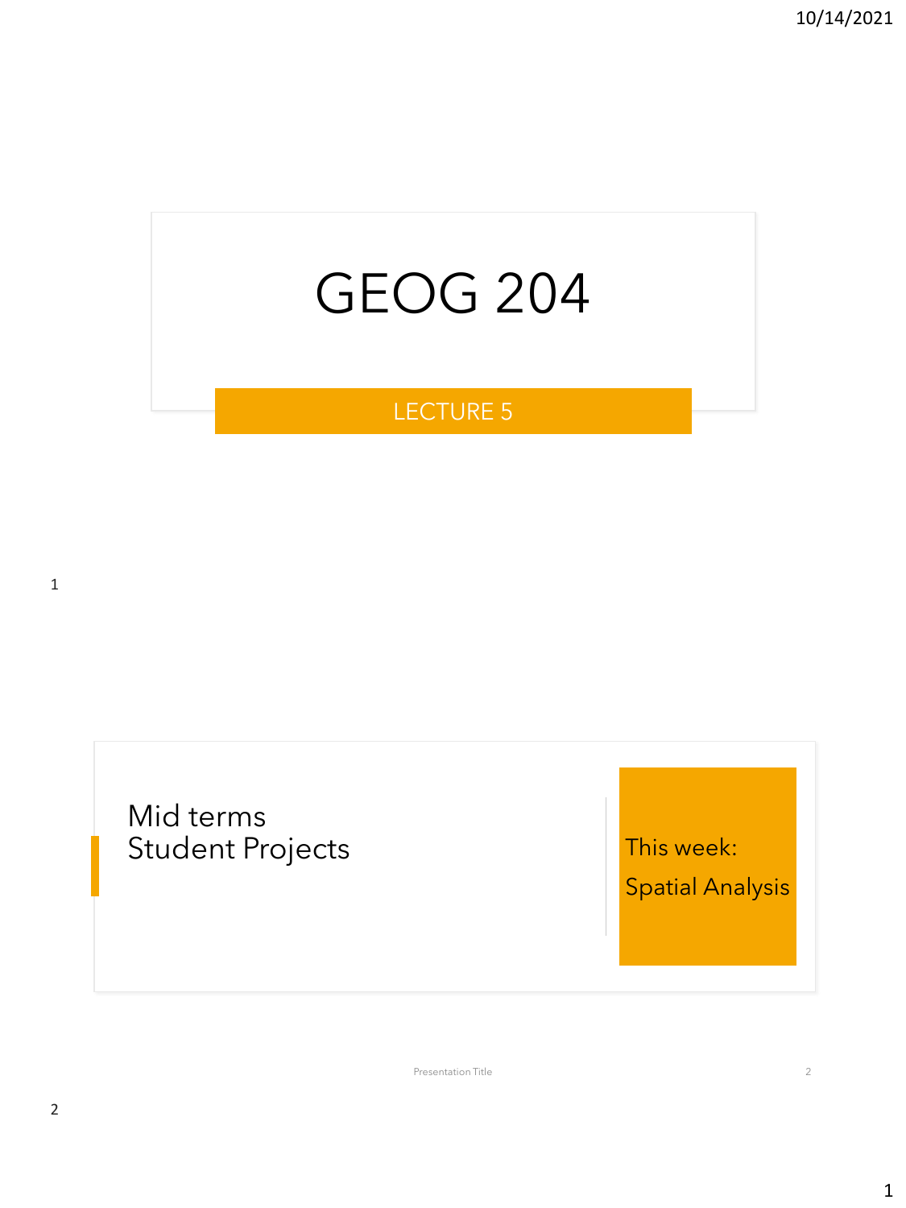# GEOG 204

## LECTURE 5

Mid terms
Student Projects

This week:
Spatial Analysis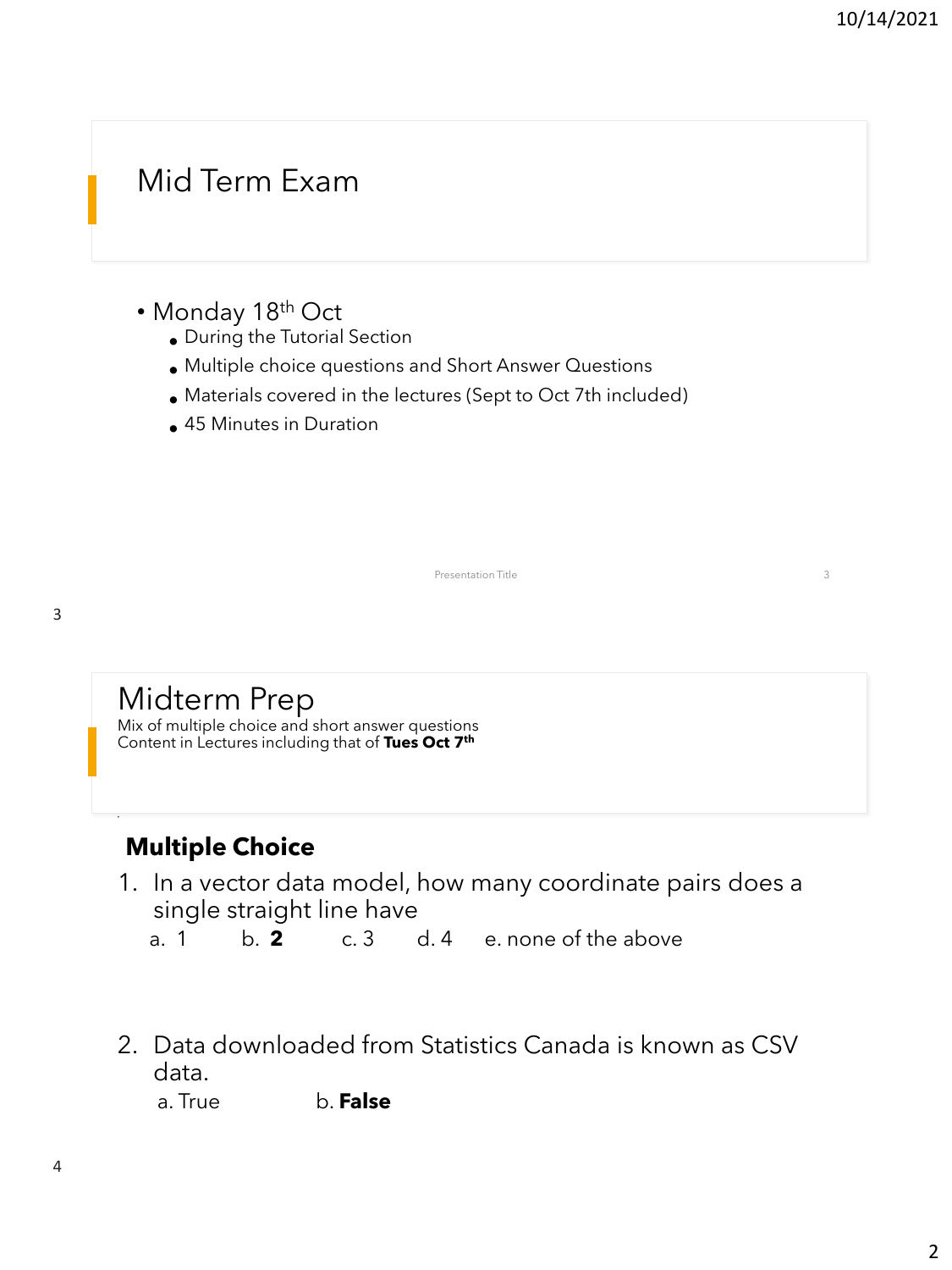## Mid Term Exam

- Monday 18th Oct
  - During the Tutorial Section
  - Multiple choice questions and Short Answer Questions
  - Materials covered in the lectures (Sept to Oct 7th included)
  - 45 Minutes in Duration

## Midterm Prep

Mix of multiple choice and short answer questions
Content in Lectures including that of **Tues Oct 7th**

### Multiple Choice

1. In a vector data model, how many coordinate pairs does a single straight line have
   a. 1 b. **2** c. 3 d. 4 e. none of the above

2. Data downloaded from Statistics Canada is known as CSV data.
   a. True b. **False**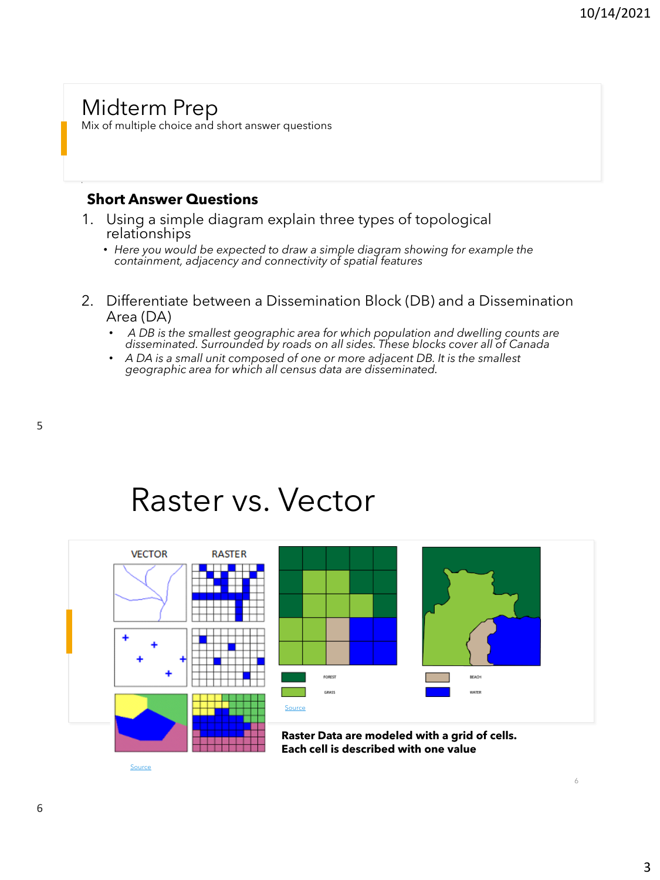# Midterm Prep

Mix of multiple choice and short answer questions

**Short Answer Questions**

1. Using a simple diagram explain three types of topological relationships
   - *Here you would be expected to draw a simple diagram showing for example the containment, adjacency and connectivity of spatial features*

2. Differentiate between a Dissemination Block (DB) and a Dissemination Area (DA)
   - *A DB is the smallest geographic area for which population and dwelling counts are disseminated. Surrounded by roads on all sides. These blocks cover all of Canada*
   - *A DA is a small unit composed of one or more adjacent DB. It is the smallest geographic area for which all census data are disseminated.*

# Raster vs. Vector

VECTOR RASTER

FOREST GRASS BEACH WATER

Source

Source

**Raster Data are modeled with a grid of cells. Each cell is described with one value**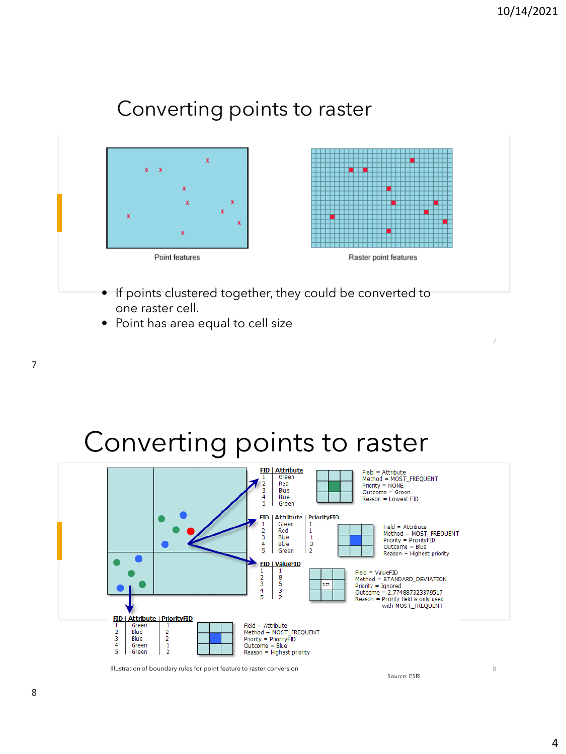# Converting points to raster

Point features

Raster point features

- If points clustered together, they could be converted to one raster cell.
- Point has area equal to cell size

# Converting points to raster

| FID | Attribute |
|---|---|
| 1 | Green |
| 2 | Red |
| 3 | Blue |
| 4 | Blue |
| 5 | Green |

Field = Attribute
Method = MOST_FREQUENT
Priority = NONE
Outcome = Green
Reason = Lowest FID

| FID | Attribute | PriorityFID |
|---|---|---|
| 1 | Green | 1 |
| 2 | Red | 1 |
| 3 | Blue | 1 |
| 4 | Blue | 3 |
| 5 | Green | 2 |

Field = Attribute
Method = MOST_FREQUENT
Priority = PriorityFID
Outcome = Blue
Reason = Highest priority

| FID | ValueFID |
|---|---|
| 1 | 1 |
| 2 | 8 |
| 3 | 5 |
| 4 | 3 |
| 5 | 2 |

Field = ValueFID
Method = STANDARD_DEVIATION
Priority = Ignored
Outcome = 2.774887323379517
Reason = Priority field is only used with MOST_FREQUENT

| FID | Attribute | PriorityFID |
|---|---|---|
| 1 | Green | 1 |
| 2 | Blue | 2 |
| 3 | Blue | 2 |
| 4 | Green | 1 |
| 5 | Green | 2 |

Field = Attribute
Method = MOST_FREQUENT
Priority = PriorityFID
Outcome = Blue
Reason = Highest priority

Illustration of boundary rules for point feature to raster conversion

Source: ESRI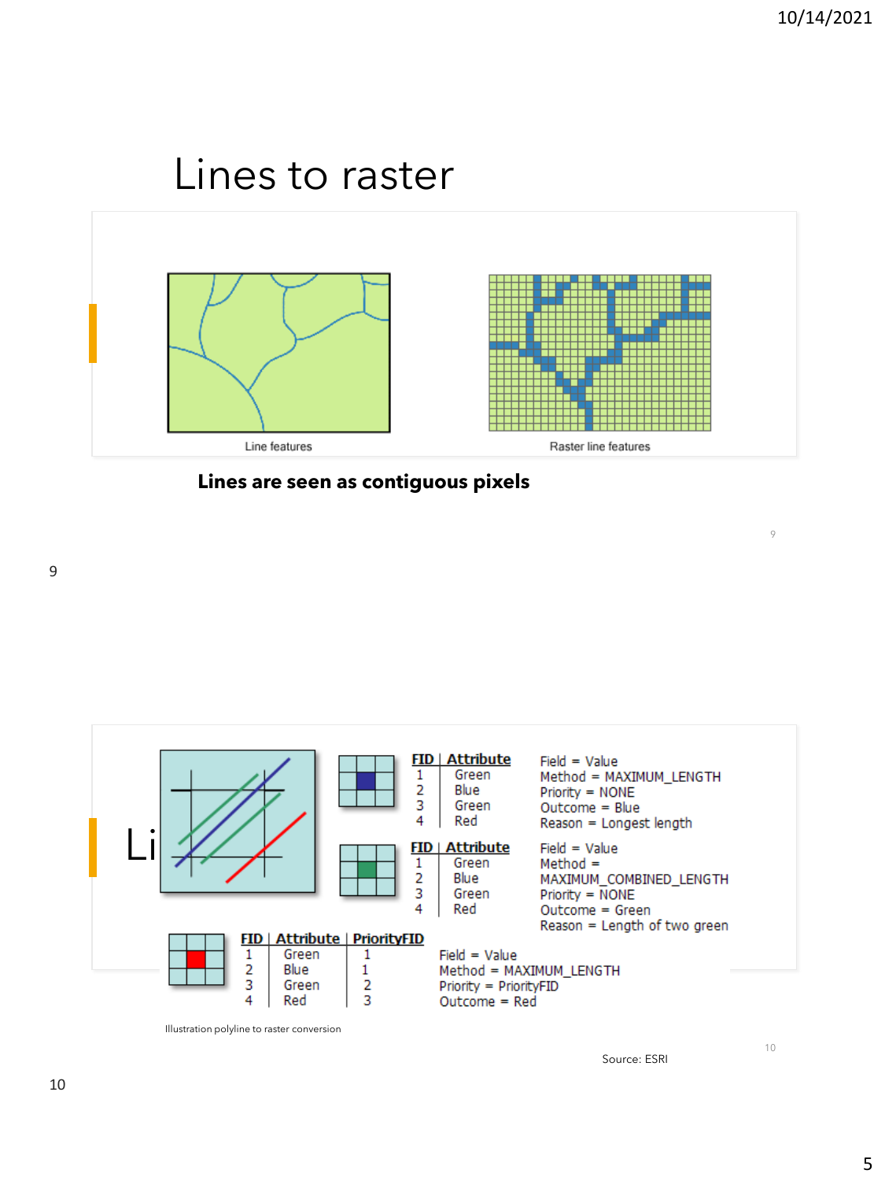# Lines to raster

Line features

Raster line features

**Lines are seen as contiguous pixels**

Li

| FID | Attribute |
|---|---|
| 1 | Green |
| 2 | Blue |
| 3 | Green |
| 4 | Red |

Field = Value
Method = MAXIMUM_LENGTH
Priority = NONE
Outcome = Blue
Reason = Longest length

| FID | Attribute |
|---|---|
| 1 | Green |
| 2 | Blue |
| 3 | Green |
| 4 | Red |

Field = Value
Method = MAXIMUM_COMBINED_LENGTH
Priority = NONE
Outcome = Green
Reason = Length of two green

| FID | Attribute | PriorityFID |
|---|---|---|
| 1 | Green | 1 |
| 2 | Blue | 1 |
| 3 | Green | 2 |
| 4 | Red | 3 |

Field = Value
Method = MAXIMUM_LENGTH
Priority = PriorityFID
Outcome = Red

Illustration polyline to raster conversion

Source: ESRI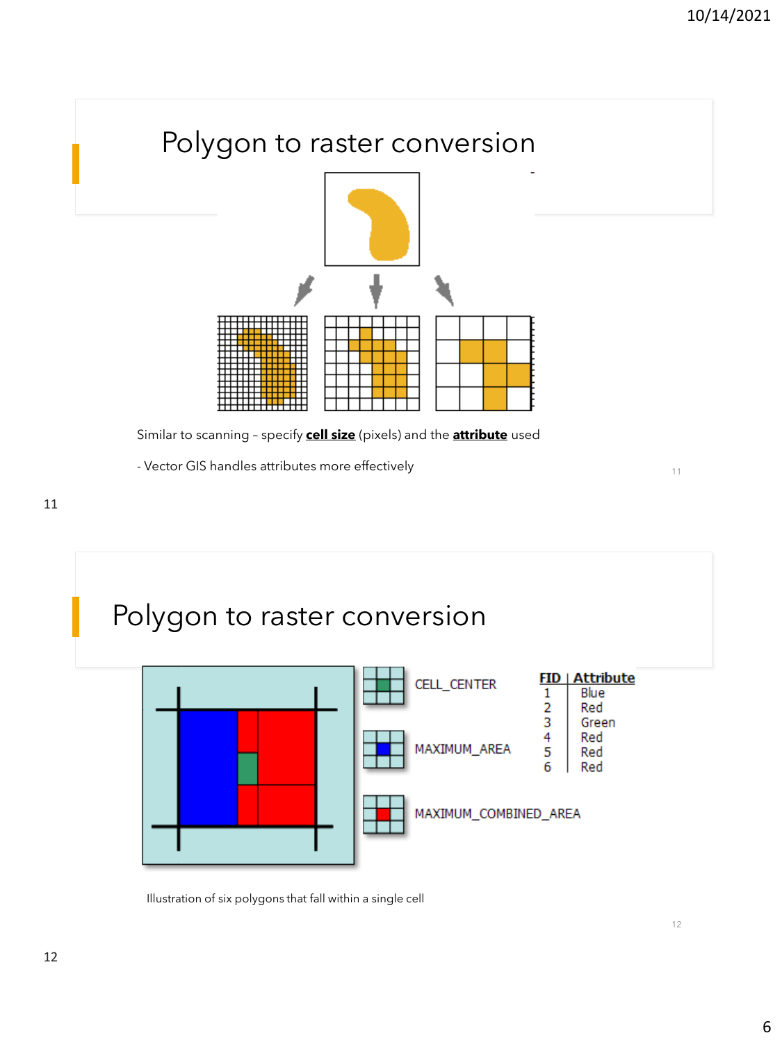# Polygon to raster conversion

Similar to scanning – specify **cell size** (pixels) and the **attribute** used

- Vector GIS handles attributes more effectively

# Polygon to raster conversion

CELL_CENTER

MAXIMUM_AREA

MAXIMUM_COMBINED_AREA

| FID | Attribute |
|---|---|
| 1 | Blue |
| 2 | Red |
| 3 | Green |
| 4 | Red |
| 5 | Red |
| 6 | Red |

Illustration of six polygons that fall within a single cell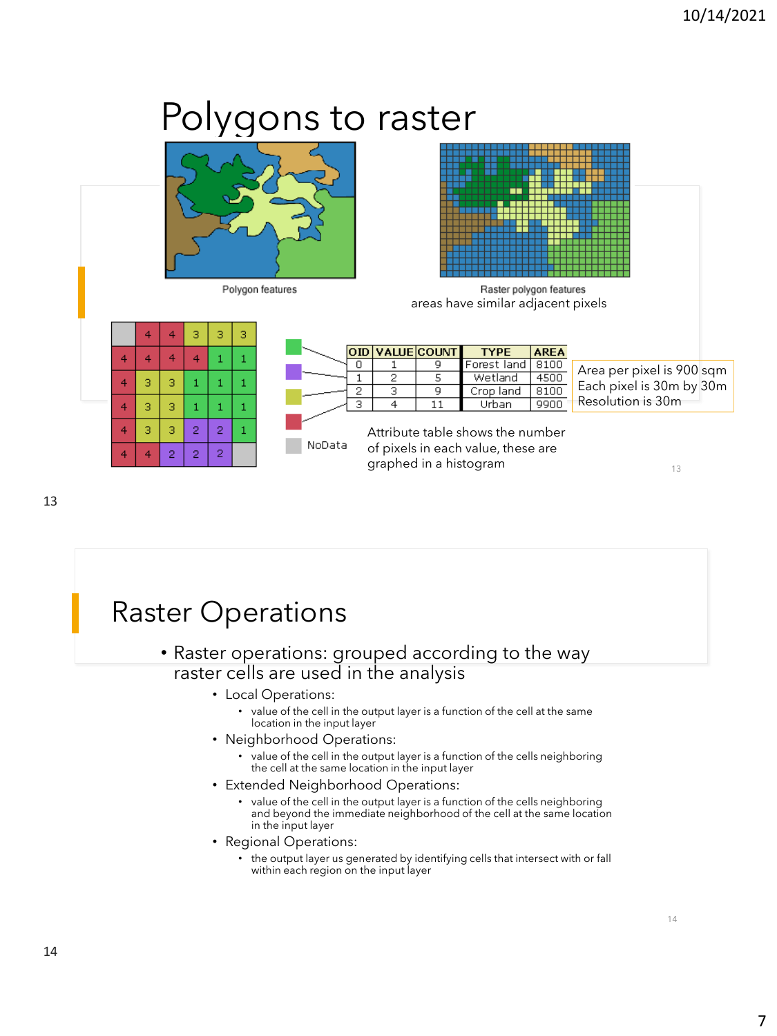# Polygons to raster

Polygon features

Raster polygon features
areas have similar adjacent pixels

|  | 4 | 4 | 3 | 3 | 3 |
|---|---|---|---|---|---|
| 4 | 4 | 4 | 4 | 1 | 1 |
| 4 | 3 | 3 | 1 | 1 | 1 |
| 4 | 3 | 3 | 1 | 1 | 1 |
| 4 | 3 | 3 | 2 | 2 | 1 |
| 4 | 4 | 2 | 2 | 2 |  |

NoData

| OID | VALUE | COUNT | TYPE | AREA |
|---|---|---|---|---|
| 0 | 1 | 9 | Forest land | 8100 |
| 1 | 2 | 5 | Wetland | 4500 |
| 2 | 3 | 9 | Crop land | 8100 |
| 3 | 4 | 11 | Urban | 9900 |

Area per pixel is 900 sqm
Each pixel is 30m by 30m
Resolution is 30m

Attribute table shows the number of pixels in each value, these are graphed in a histogram

# Raster Operations

- Raster operations: grouped according to the way raster cells are used in the analysis
  - Local Operations:
    - value of the cell in the output layer is a function of the cell at the same location in the input layer
  - Neighborhood Operations:
    - value of the cell in the output layer is a function of the cells neighboring the cell at the same location in the input layer
  - Extended Neighborhood Operations:
    - value of the cell in the output layer is a function of the cells neighboring and beyond the immediate neighborhood of the cell at the same location in the input layer
  - Regional Operations:
    - the output layer us generated by identifying cells that intersect with or fall within each region on the input layer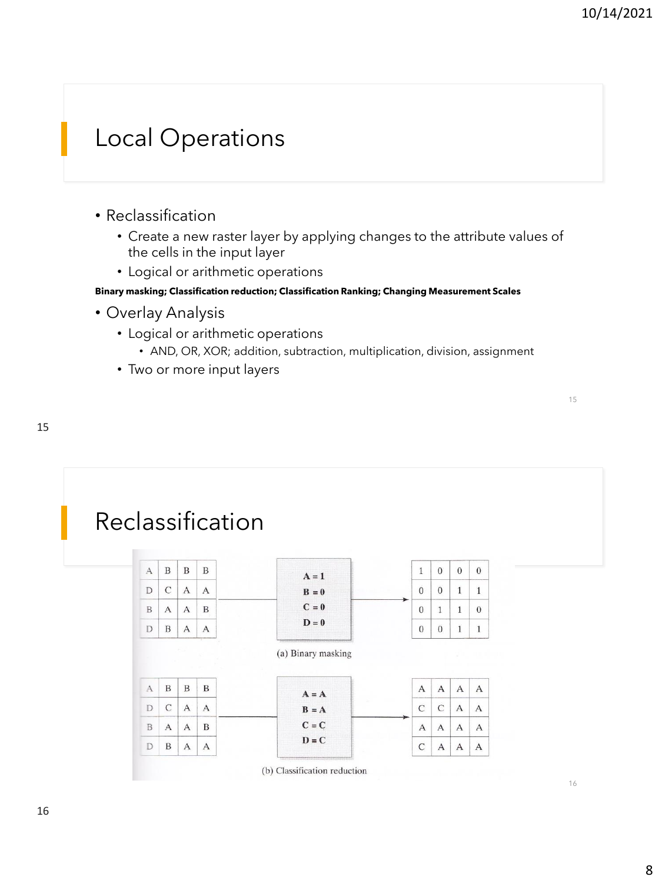## Local Operations

- Reclassification
  - Create a new raster layer by applying changes to the attribute values of the cells in the input layer
  - Logical or arithmetic operations

**Binary masking; Classification reduction; Classification Ranking; Changing Measurement Scales**

- Overlay Analysis
  - Logical or arithmetic operations
    - AND, OR, XOR; addition, subtraction, multiplication, division, assignment
  - Two or more input layers

## Reclassification

| A | B | B | B |
|---|---|---|---|
| D | C | A | A |
| B | A | A | B |
| D | B | A | A |

**A = 1**
**B = 0**
**C = 0**
**D = 0**

| 1 | 0 | 0 | 0 |
|---|---|---|---|
| 0 | 0 | 1 | 1 |
| 0 | 1 | 1 | 0 |
| 0 | 0 | 1 | 1 |

(a) Binary masking

| A | B | B | B |
|---|---|---|---|
| D | C | A | A |
| B | A | A | B |
| D | B | A | A |

**A = A**
**B = A**
**C = C**
**D = C**

| A | A | A | A |
|---|---|---|---|
| C | C | A | A |
| A | A | A | A |
| C | A | A | A |

(b) Classification reduction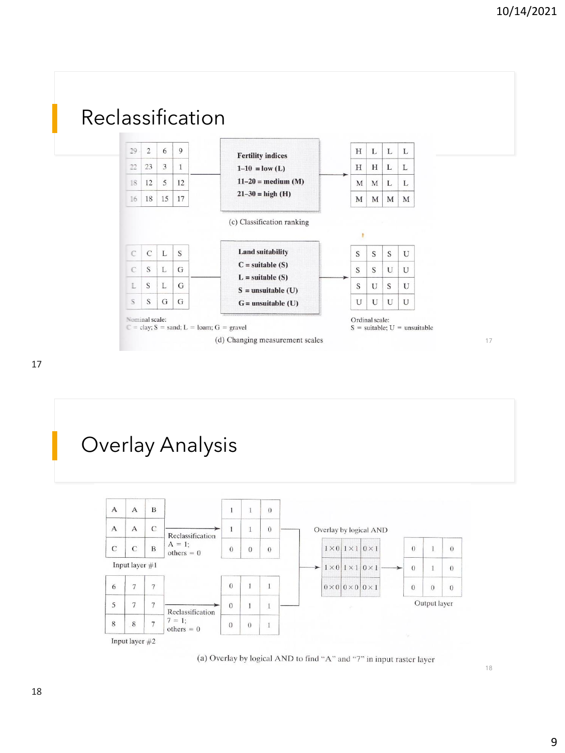## Reclassification

| 29 | 2 | 6 | 9 |
|---|---|---|---|
| 22 | 23 | 3 | 1 |
| 18 | 12 | 5 | 12 |
| 16 | 18 | 15 | 17 |

**Fertility indices**
**1–10 = low (L)**
**11–20 = medium (M)**
**21–30 = high (H)**

| H | L | L | L |
|---|---|---|---|
| H | H | L | L |
| M | M | L | L |
| M | M | M | M |

(c) Classification ranking

| C | C | L | S |
|---|---|---|---|
| C | S | L | G |
| L | S | L | G |
| S | S | G | G |

Nominal scale:
C = clay; S = sand; L = loam; G = gravel

**Land suitability**
**C = suitable (S)**
**L = suitable (S)**
**S = unsuitable (U)**
**G = unsuitable (U)**

| S | S | S | U |
|---|---|---|---|
| S | S | U | U |
| S | U | S | U |
| U | U | U | U |

Ordinal scale:
S = suitable; U = unsuitable

(d) Changing measurement scales

## Overlay Analysis

Input layer #1

| A | A | B |
|---|---|---|
| A | A | C |
| C | C | B |

Reclassification
A = 1;
others = 0

| 1 | 1 | 0 |
|---|---|---|
| 1 | 1 | 0 |
| 0 | 0 | 0 |

Input layer #2

| 6 | 7 | 7 |
|---|---|---|
| 5 | 7 | 7 |
| 8 | 8 | 7 |

Reclassification
7 = 1;
others = 0

| 0 | 1 | 1 |
|---|---|---|
| 0 | 1 | 1 |
| 0 | 0 | 1 |

Overlay by logical AND

| 1 × 0 | 1 × 1 | 0 × 1 |
|---|---|---|
| 1 × 0 | 1 × 1 | 0 × 1 |
| 0 × 0 | 0 × 0 | 0 × 1 |

Output layer

| 0 | 1 | 0 |
|---|---|---|
| 0 | 1 | 0 |
| 0 | 0 | 0 |

(a) Overlay by logical AND to find "A" and "7" in input raster layer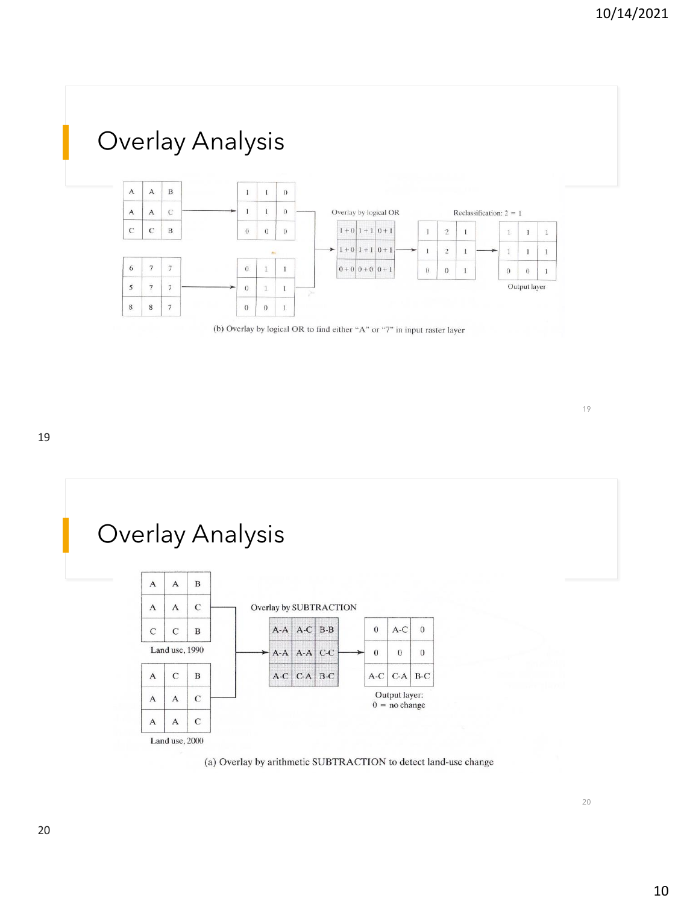# Overlay Analysis

**Input raster layer 1:**

| A | A | B |
|---|---|---|
| A | A | C |
| C | C | B |

**Reclassified (A = 1):**

| 1 | 1 | 0 |
|---|---|---|
| 1 | 1 | 0 |
| 0 | 0 | 0 |

**Input raster layer 2:**

| 6 | 7 | 7 |
|---|---|---|
| 5 | 7 | 7 |
| 8 | 8 | 7 |

**Reclassified (7 = 1):**

| 0 | 1 | 1 |
|---|---|---|
| 0 | 1 | 1 |
| 0 | 0 | 1 |

**Overlay by logical OR:**

| 1 + 0 | 1 + 1 | 0 + 1 |
|---|---|---|
| 1 + 0 | 1 + 1 | 0 + 1 |
| 0 + 0 | 0 + 0 | 0 + 1 |

**Result:**

| 1 | 2 | 1 |
|---|---|---|
| 1 | 2 | 1 |
| 0 | 0 | 1 |

**Reclassification: 2 = 1**

**Output layer:**

| 1 | 1 | 1 |
|---|---|---|
| 1 | 1 | 1 |
| 0 | 0 | 1 |

(b) Overlay by logical OR to find either "A" or "7" in input raster layer

# Overlay Analysis

**Land use, 1990:**

| A | A | B |
|---|---|---|
| A | A | C |
| C | C | B |

**Land use, 2000:**

| A | C | B |
|---|---|---|
| A | A | C |
| A | A | C |

**Overlay by SUBTRACTION:**

| A-A | A-C | B-B |
|---|---|---|
| A-A | A-A | C-C |
| A-C | C-A | B-C |

**Output layer: 0 = no change**

| 0 | A-C | 0 |
|---|---|---|
| 0 | 0 | 0 |
| A-C | C-A | B-C |

(a) Overlay by arithmetic SUBTRACTION to detect land-use change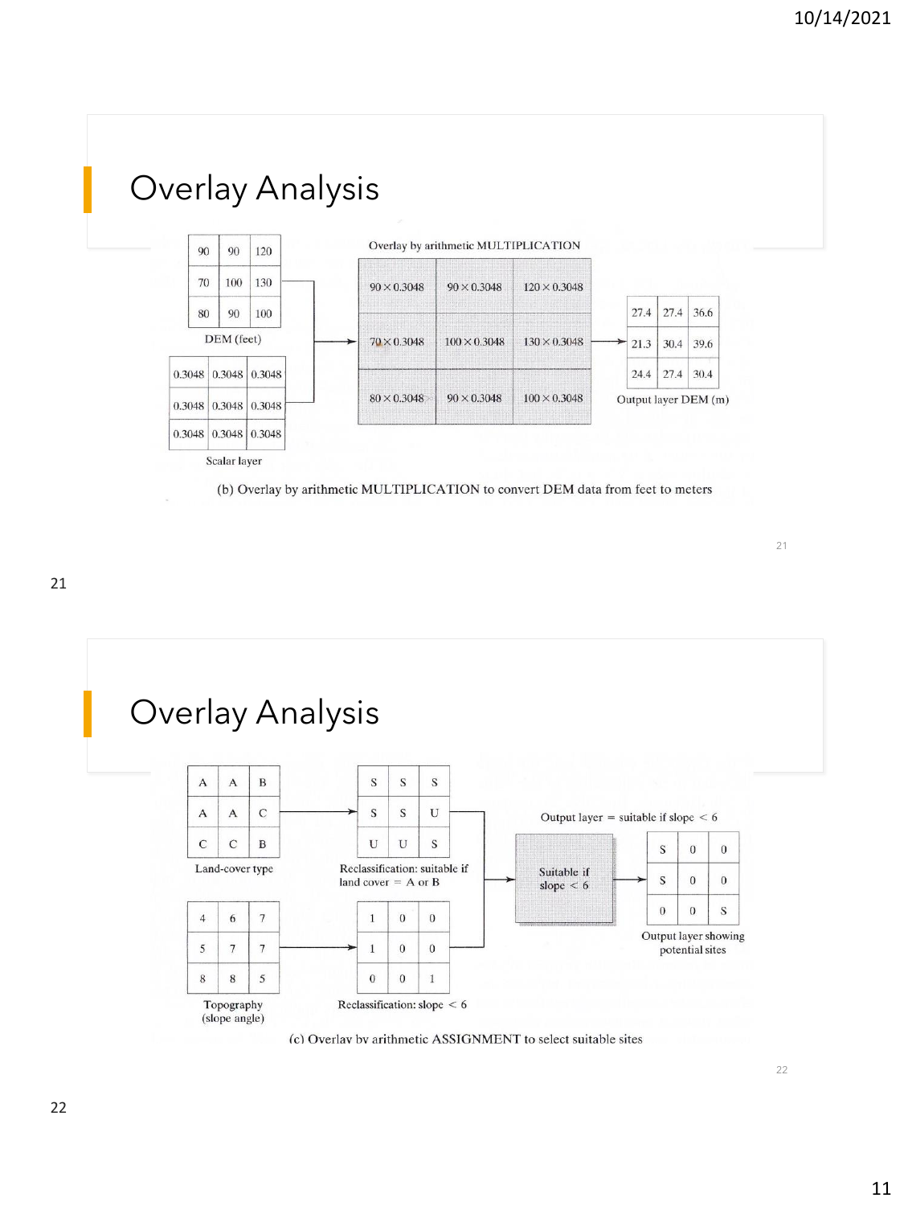# Overlay Analysis

Overlay by arithmetic MULTIPLICATION

DEM (feet)

| 90 | 90 | 120 |
|---|---|---|
| 70 | 100 | 130 |
| 80 | 90 | 100 |

Scalar layer

| 0.3048 | 0.3048 | 0.3048 |
|---|---|---|
| 0.3048 | 0.3048 | 0.3048 |
| 0.3048 | 0.3048 | 0.3048 |

| $90 \times 0.3048$ | $90 \times 0.3048$ | $120 \times 0.3048$ |
|---|---|---|
| $70 \times 0.3048$ | $100 \times 0.3048$ | $130 \times 0.3048$ |
| $80 \times 0.3048$ | $90 \times 0.3048$ | $100 \times 0.3048$ |

Output layer DEM (m)

| 27.4 | 27.4 | 36.6 |
|---|---|---|
| 21.3 | 30.4 | 39.6 |
| 24.4 | 27.4 | 30.4 |

(b) Overlay by arithmetic MULTIPLICATION to convert DEM data from feet to meters

# Overlay Analysis

Land-cover type

| A | A | B |
|---|---|---|
| A | A | C |
| C | C | B |

Reclassification: suitable if land cover = A or B

| S | S | S |
|---|---|---|
| S | S | U |
| U | U | S |

Topography (slope angle)

| 4 | 6 | 7 |
|---|---|---|
| 5 | 7 | 7 |
| 8 | 8 | 5 |

Reclassification: slope < 6

| 1 | 0 | 0 |
|---|---|---|
| 1 | 0 | 0 |
| 0 | 0 | 1 |

Suitable if slope < 6

Output layer = suitable if slope < 6

Output layer showing potential sites

| S | 0 | 0 |
|---|---|---|
| S | 0 | 0 |
| 0 | 0 | S |

(c) Overlay by arithmetic ASSIGNMENT to select suitable sites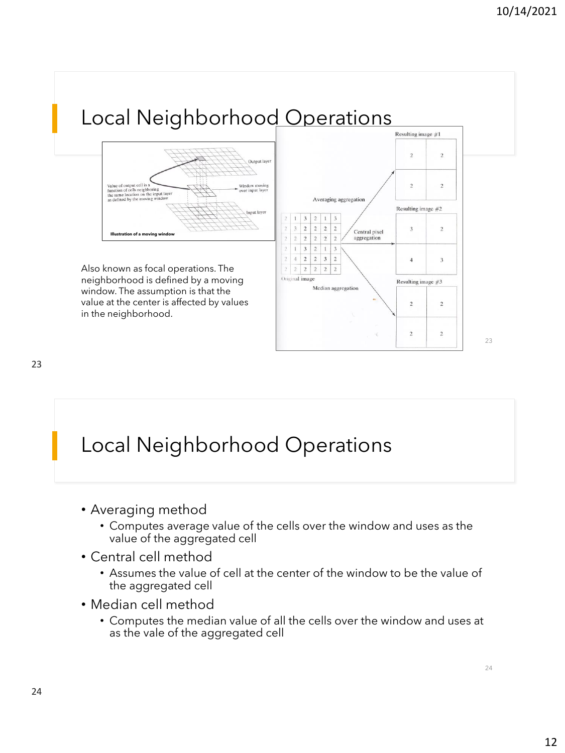# Local Neighborhood Operations

Illustration of a moving window

Also known as focal operations. The neighborhood is defined by a moving window. The assumption is that the value at the center is affected by values in the neighborhood.

# Local Neighborhood Operations

- Averaging method
  - Computes average value of the cells over the window and uses as the value of the aggregated cell
- Central cell method
  - Assumes the value of cell at the center of the window to be the value of the aggregated cell
- Median cell method
  - Computes the median value of all the cells over the window and uses at as the vale of the aggregated cell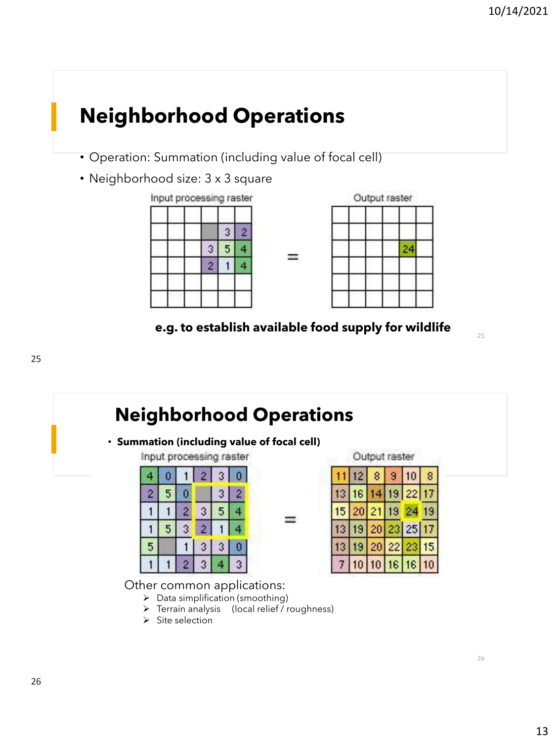# Neighborhood Operations

- Operation: Summation (including value of focal cell)
- Neighborhood size: 3 x 3 square

Input processing raster

| | | | | | |
|---|---|---|---|---|---|
| | | | | | |
| | | | | 3 | 2 |
| | | | 3 | 5 | 4 |
| | | | 2 | 1 | 4 |
| | | | | | |
| | | | | | |

=

Output raster

| | | | | | |
|---|---|---|---|---|---|
| | | | | | |
| | | | | | |
| | | | | 24 | |
| | | | | | |
| | | | | | |
| | | | | | |

**e.g. to establish available food supply for wildlife**

# Neighborhood Operations

- **Summation (including value of focal cell)**

Input processing raster

| | | | | | |
|---|---|---|---|---|---|
| 4 | 0 | 1 | 2 | 3 | 0 |
| 2 | 5 | 0 | | 3 | 2 |
| 1 | 1 | 2 | 3 | 5 | 4 |
| 1 | 5 | 3 | 2 | 1 | 4 |
| 5 | | 1 | 3 | 3 | 0 |
| 1 | 1 | 2 | 3 | 4 | 3 |

=

Output raster

| | | | | | |
|---|---|---|---|---|---|
| 11 | 12 | 8 | 9 | 10 | 8 |
| 13 | 16 | 14 | 19 | 22 | 17 |
| 15 | 20 | 21 | 19 | 24 | 19 |
| 13 | 19 | 20 | 23 | 25 | 17 |
| 13 | 19 | 20 | 22 | 23 | 15 |
| 7 | 10 | 10 | 16 | 16 | 10 |

Other common applications:

- Data simplification (smoothing)
- Terrain analysis (local relief / roughness)
- Site selection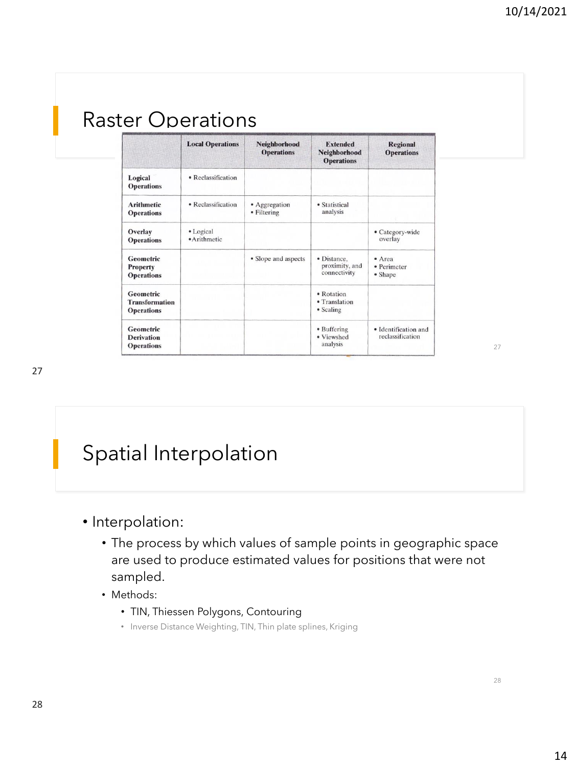## Raster Operations

| | Local Operations | Neighborhood Operations | Extended Neighborhood Operations | Regional Operations |
|---|---|---|---|---|
| **Logical Operations** | • Reclassification | | | |
| **Arithmetic Operations** | • Reclassification | • Aggregation<br>• Filtering | • Statistical analysis | |
| **Overlay Operations** | • Logical<br>• Arithmetic | | | • Category-wide overlay |
| **Geometric Property Operations** | | • Slope and aspects | • Distance, proximity, and connectivity | • Area<br>• Perimeter<br>• Shape |
| **Geometric Transformation Operations** | | | • Rotation<br>• Translation<br>• Scaling | |
| **Geometric Derivation Operations** | | | • Buffering<br>• Viewshed analysis | • Identification and reclassification |

## Spatial Interpolation

- Interpolation:
  - The process by which values of sample points in geographic space are used to produce estimated values for positions that were not sampled.
  - Methods:
    - TIN, Thiessen Polygons, Contouring
    - Inverse Distance Weighting, TIN, Thin plate splines, Kriging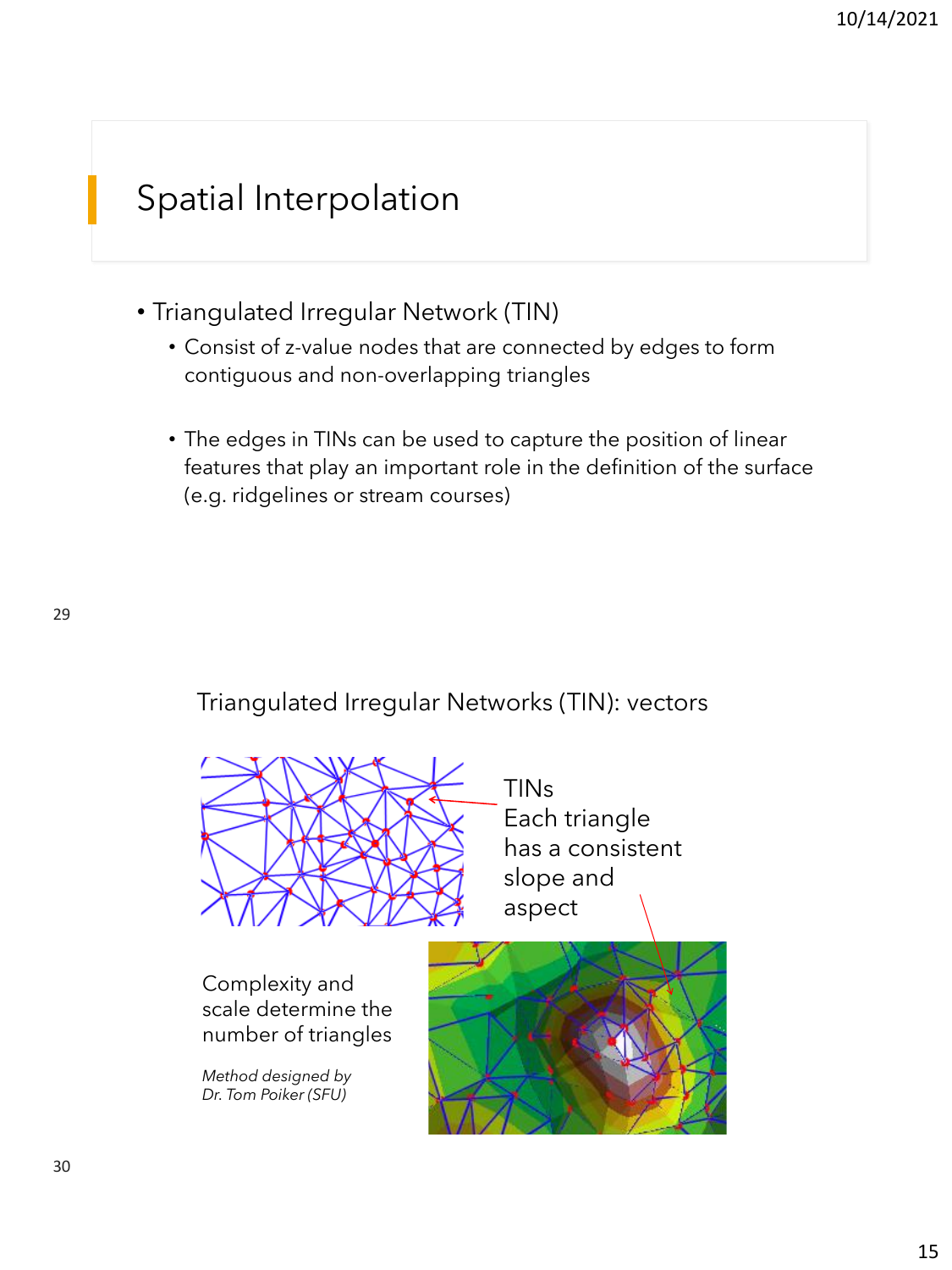## Spatial Interpolation

- Triangulated Irregular Network (TIN)
  - Consist of z-value nodes that are connected by edges to form contiguous and non-overlapping triangles
  - The edges in TINs can be used to capture the position of linear features that play an important role in the definition of the surface (e.g. ridgelines or stream courses)

## Triangulated Irregular Networks (TIN): vectors

TINs
Each triangle has a consistent slope and aspect

Complexity and scale determine the number of triangles

*Method designed by Dr. Tom Poiker (SFU)*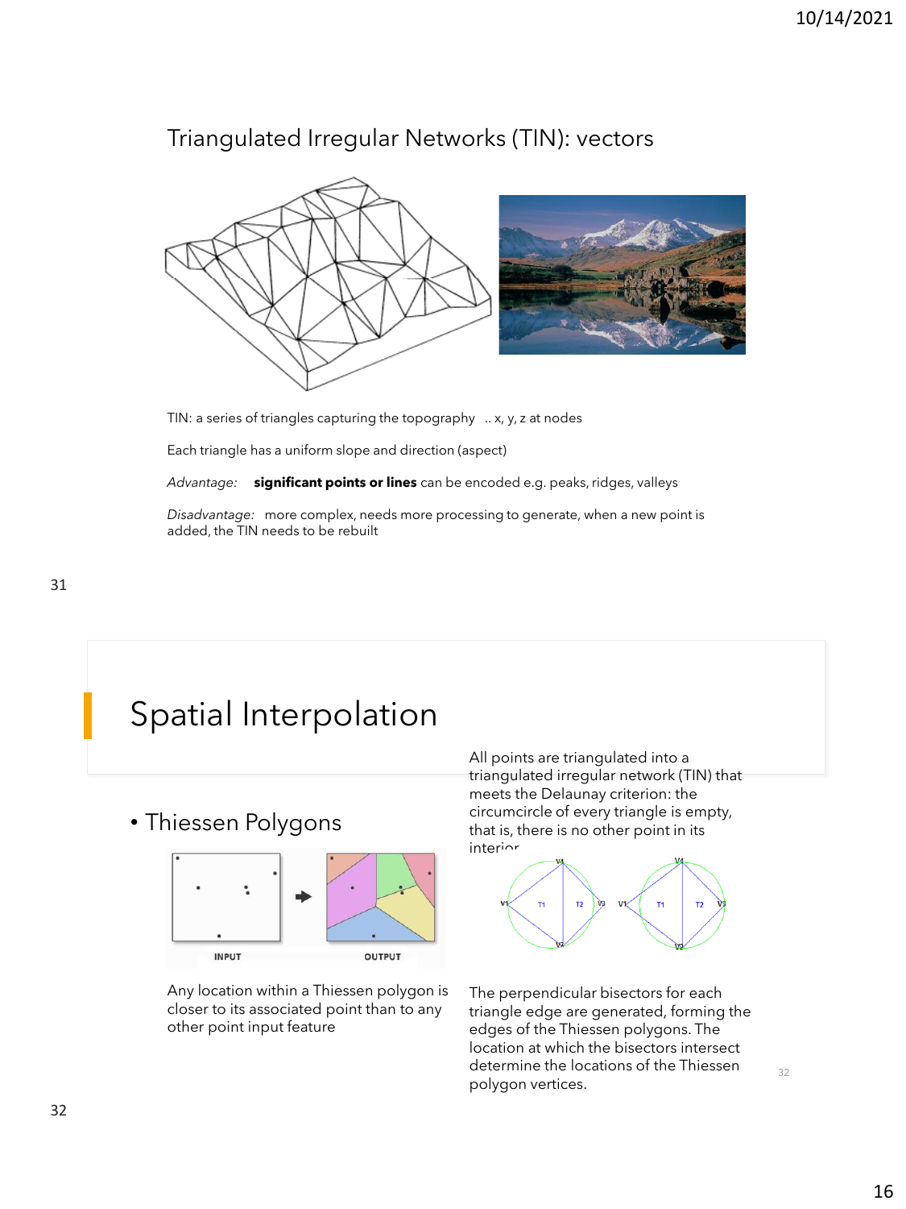## Triangulated Irregular Networks (TIN): vectors

TIN: a series of triangles capturing the topography .. x, y, z at nodes

Each triangle has a uniform slope and direction (aspect)

*Advantage:* **significant points or lines** can be encoded e.g. peaks, ridges, valleys

*Disadvantage:* more complex, needs more processing to generate, when a new point is added, the TIN needs to be rebuilt

# Spatial Interpolation

- Thiessen Polygons

INPUT OUTPUT

Any location within a Thiessen polygon is closer to its associated point than to any other point input feature

All points are triangulated into a triangulated irregular network (TIN) that meets the Delaunay criterion: the circumcircle of every triangle is empty, that is, there is no other point in its interior

The perpendicular bisectors for each triangle edge are generated, forming the edges of the Thiessen polygons. The location at which the bisectors intersect determine the locations of the Thiessen polygon vertices.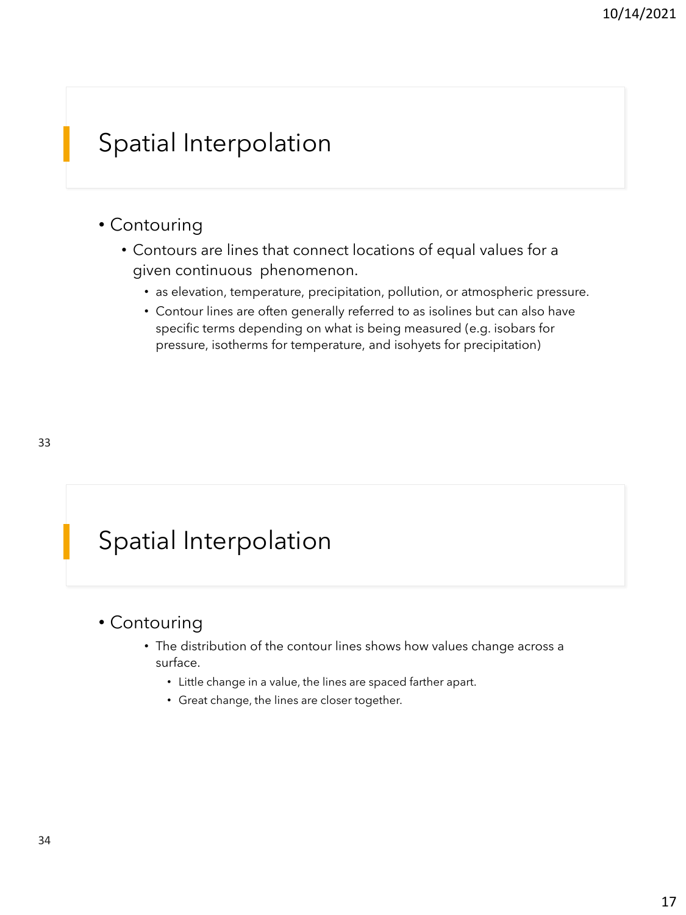## Spatial Interpolation

- Contouring
  - Contours are lines that connect locations of equal values for a given continuous phenomenon.
    - as elevation, temperature, precipitation, pollution, or atmospheric pressure.
    - Contour lines are often generally referred to as isolines but can also have specific terms depending on what is being measured (e.g. isobars for pressure, isotherms for temperature, and isohyets for precipitation)

## Spatial Interpolation

- Contouring
  - The distribution of the contour lines shows how values change across a surface.
    - Little change in a value, the lines are spaced farther apart.
    - Great change, the lines are closer together.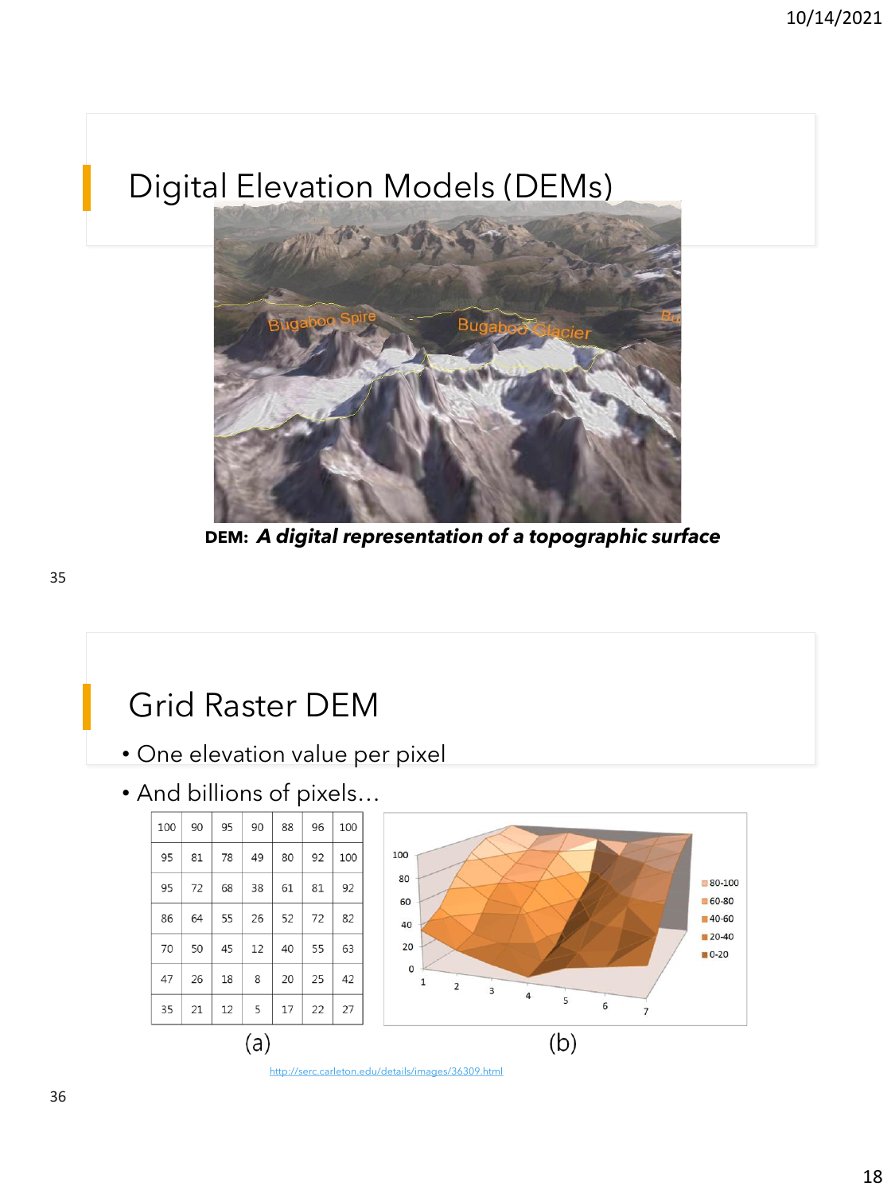# Digital Elevation Models (DEMs)

**DEM:** ***A digital representation of a topographic surface***

# Grid Raster DEM

- One elevation value per pixel
- And billions of pixels…

| 100 | 90 | 95 | 90 | 88 | 96 | 100 |
|---|---|---|---|---|---|---|
| 95 | 81 | 78 | 49 | 80 | 92 | 100 |
| 95 | 72 | 68 | 38 | 61 | 81 | 92 |
| 86 | 64 | 55 | 26 | 52 | 72 | 82 |
| 70 | 50 | 45 | 12 | 40 | 55 | 63 |
| 47 | 26 | 18 | 8 | 20 | 25 | 42 |
| 35 | 21 | 12 | 5 | 17 | 22 | 27 |

(a)

(b)

http://serc.carleton.edu/details/images/36309.html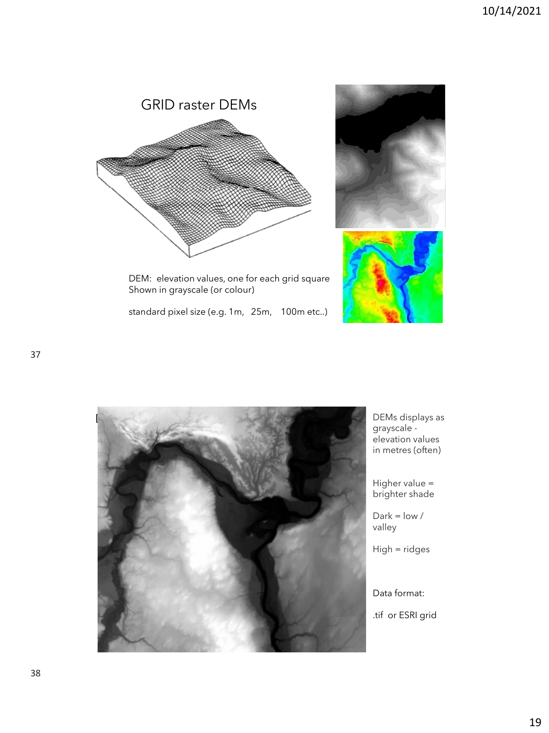## GRID raster DEMs

DEM: elevation values, one for each grid square
Shown in grayscale (or colour)

standard pixel size (e.g. 1m, 25m, 100m etc..)

DEMs displays as grayscale - elevation values in metres (often)

Higher value = brighter shade

Dark = low / valley

High = ridges

Data format:

.tif or ESRI grid